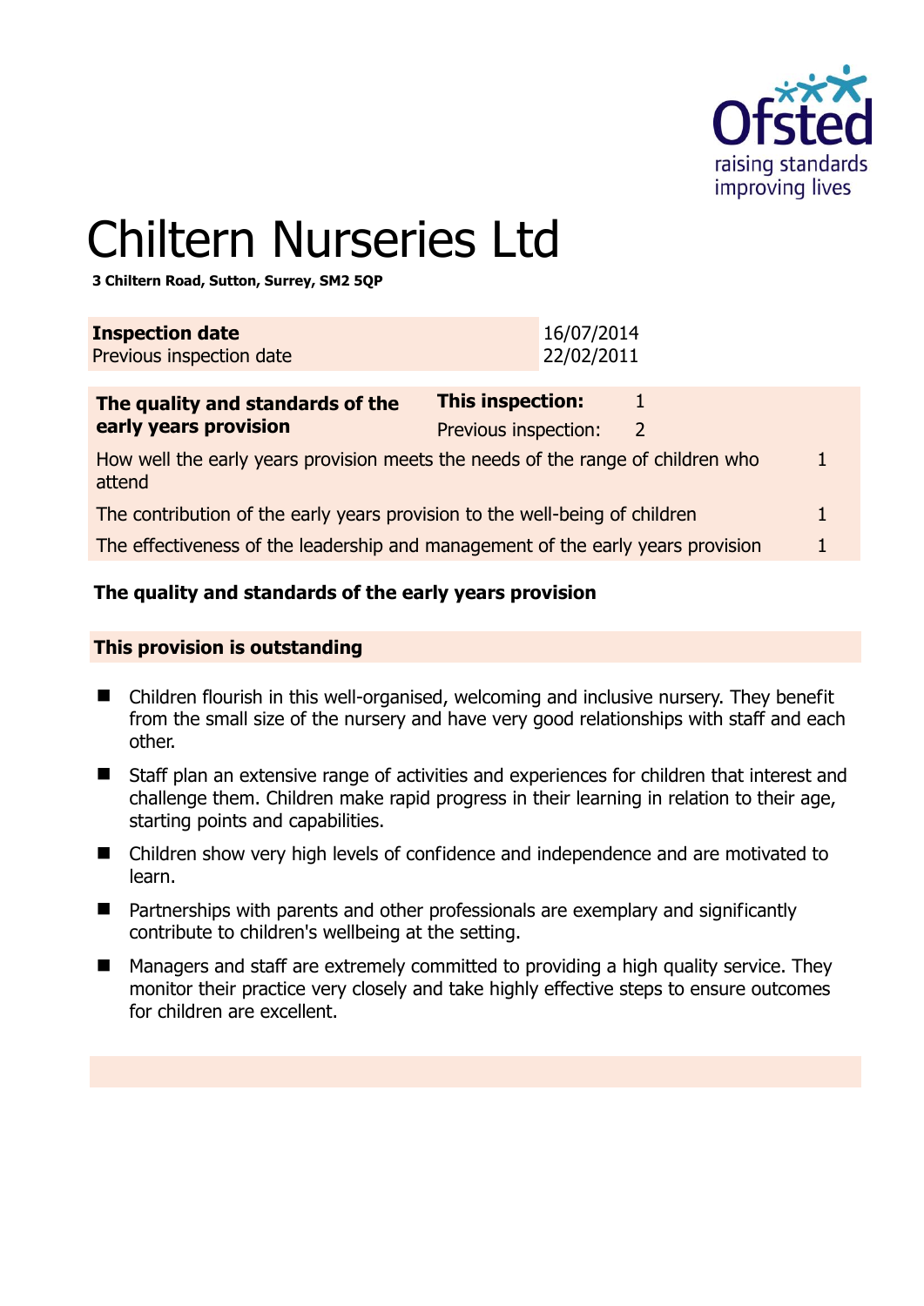# Chiltern Nurseries Ltd

**3 Chiltern Road, Sutton, Surrey, SM2 5QP**

| **Inspection date** | 16/07/2014 |
|---|---|
| Previous inspection date | 22/02/2011 |

| **The quality and standards of the early years provision** | **This inspection:** | 1 |
|---|---|---|
| | Previous inspection: | 2 |
| How well the early years provision meets the needs of the range of children who attend | | 1 |
| The contribution of the early years provision to the well-being of children | | 1 |
| The effectiveness of the leadership and management of the early years provision | | 1 |

## The quality and standards of the early years provision

### This provision is outstanding

- Children flourish in this well-organised, welcoming and inclusive nursery. They benefit from the small size of the nursery and have very good relationships with staff and each other.
- Staff plan an extensive range of activities and experiences for children that interest and challenge them. Children make rapid progress in their learning in relation to their age, starting points and capabilities.
- Children show very high levels of confidence and independence and are motivated to learn.
- Partnerships with parents and other professionals are exemplary and significantly contribute to children's wellbeing at the setting.
- Managers and staff are extremely committed to providing a high quality service. They monitor their practice very closely and take highly effective steps to ensure outcomes for children are excellent.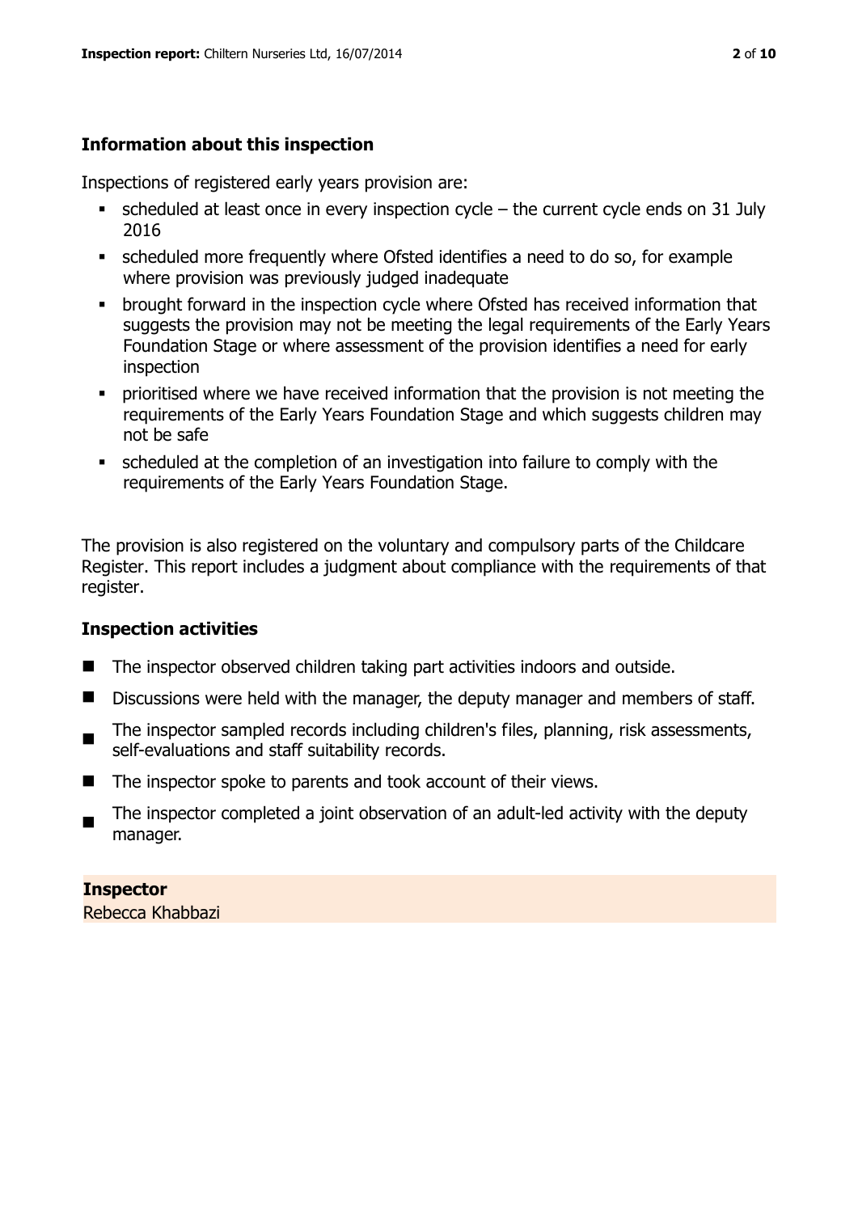## Information about this inspection

Inspections of registered early years provision are:

- scheduled at least once in every inspection cycle – the current cycle ends on 31 July 2016
- scheduled more frequently where Ofsted identifies a need to do so, for example where provision was previously judged inadequate
- brought forward in the inspection cycle where Ofsted has received information that suggests the provision may not be meeting the legal requirements of the Early Years Foundation Stage or where assessment of the provision identifies a need for early inspection
- prioritised where we have received information that the provision is not meeting the requirements of the Early Years Foundation Stage and which suggests children may not be safe
- scheduled at the completion of an investigation into failure to comply with the requirements of the Early Years Foundation Stage.

The provision is also registered on the voluntary and compulsory parts of the Childcare Register. This report includes a judgment about compliance with the requirements of that register.

## Inspection activities

- The inspector observed children taking part activities indoors and outside.
- Discussions were held with the manager, the deputy manager and members of staff.
- The inspector sampled records including children's files, planning, risk assessments, self-evaluations and staff suitability records.
- The inspector spoke to parents and took account of their views.
- The inspector completed a joint observation of an adult-led activity with the deputy manager.

**Inspector**
Rebecca Khabbazi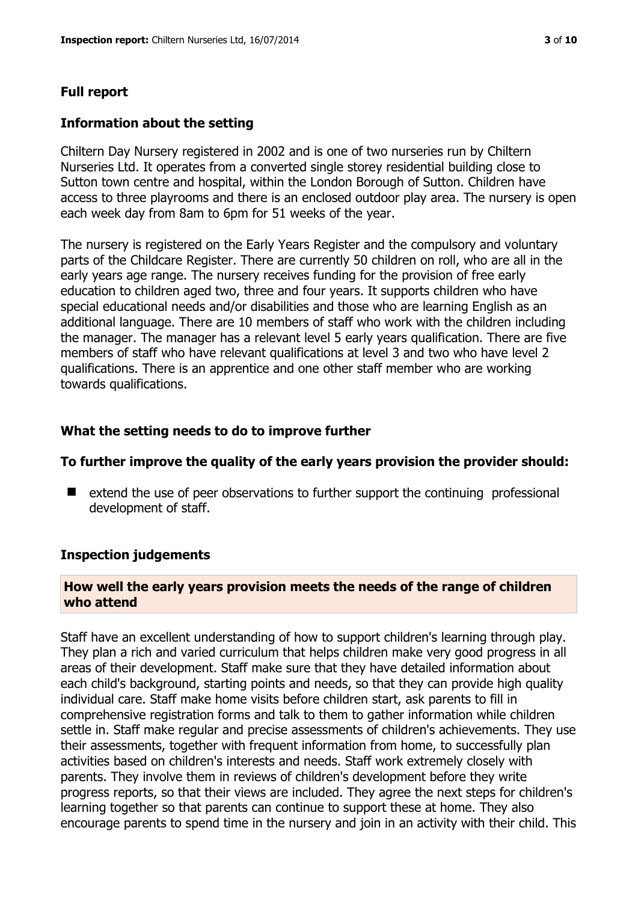## Full report

### Information about the setting

Chiltern Day Nursery registered in 2002 and is one of two nurseries run by Chiltern Nurseries Ltd. It operates from a converted single storey residential building close to Sutton town centre and hospital, within the London Borough of Sutton. Children have access to three playrooms and there is an enclosed outdoor play area. The nursery is open each week day from 8am to 6pm for 51 weeks of the year.

The nursery is registered on the Early Years Register and the compulsory and voluntary parts of the Childcare Register. There are currently 50 children on roll, who are all in the early years age range. The nursery receives funding for the provision of free early education to children aged two, three and four years. It supports children who have special educational needs and/or disabilities and those who are learning English as an additional language. There are 10 members of staff who work with the children including the manager. The manager has a relevant level 5 early years qualification. There are five members of staff who have relevant qualifications at level 3 and two who have level 2 qualifications. There is an apprentice and one other staff member who are working towards qualifications.

### What the setting needs to do to improve further

### To further improve the quality of the early years provision the provider should:

- extend the use of peer observations to further support the continuing professional development of staff.

### Inspection judgements

#### How well the early years provision meets the needs of the range of children who attend

Staff have an excellent understanding of how to support children's learning through play. They plan a rich and varied curriculum that helps children make very good progress in all areas of their development. Staff make sure that they have detailed information about each child's background, starting points and needs, so that they can provide high quality individual care. Staff make home visits before children start, ask parents to fill in comprehensive registration forms and talk to them to gather information while children settle in. Staff make regular and precise assessments of children's achievements. They use their assessments, together with frequent information from home, to successfully plan activities based on children's interests and needs. Staff work extremely closely with parents. They involve them in reviews of children's development before they write progress reports, so that their views are included. They agree the next steps for children's learning together so that parents can continue to support these at home. They also encourage parents to spend time in the nursery and join in an activity with their child. This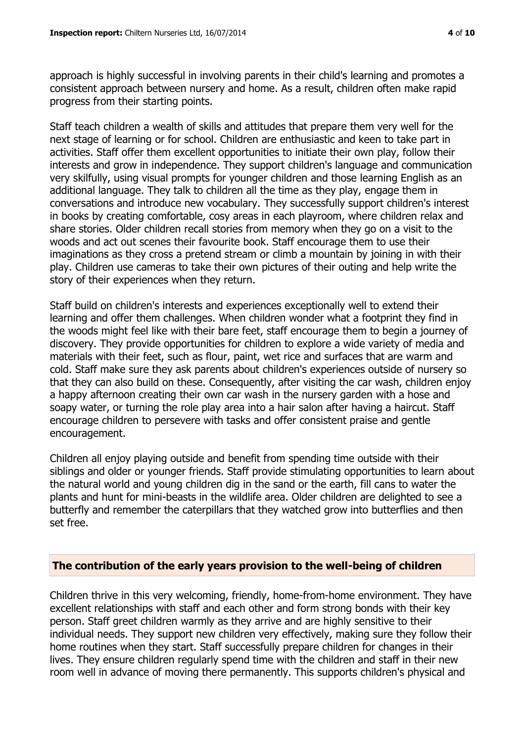approach is highly successful in involving parents in their child's learning and promotes a consistent approach between nursery and home. As a result, children often make rapid progress from their starting points.

Staff teach children a wealth of skills and attitudes that prepare them very well for the next stage of learning or for school. Children are enthusiastic and keen to take part in activities. Staff offer them excellent opportunities to initiate their own play, follow their interests and grow in independence. They support children's language and communication very skilfully, using visual prompts for younger children and those learning English as an additional language. They talk to children all the time as they play, engage them in conversations and introduce new vocabulary. They successfully support children's interest in books by creating comfortable, cosy areas in each playroom, where children relax and share stories. Older children recall stories from memory when they go on a visit to the woods and act out scenes their favourite book. Staff encourage them to use their imaginations as they cross a pretend stream or climb a mountain by joining in with their play. Children use cameras to take their own pictures of their outing and help write the story of their experiences when they return.

Staff build on children's interests and experiences exceptionally well to extend their learning and offer them challenges. When children wonder what a footprint they find in the woods might feel like with their bare feet, staff encourage them to begin a journey of discovery. They provide opportunities for children to explore a wide variety of media and materials with their feet, such as flour, paint, wet rice and surfaces that are warm and cold. Staff make sure they ask parents about children's experiences outside of nursery so that they can also build on these. Consequently, after visiting the car wash, children enjoy a happy afternoon creating their own car wash in the nursery garden with a hose and soapy water, or turning the role play area into a hair salon after having a haircut. Staff encourage children to persevere with tasks and offer consistent praise and gentle encouragement.

Children all enjoy playing outside and benefit from spending time outside with their siblings and older or younger friends. Staff provide stimulating opportunities to learn about the natural world and young children dig in the sand or the earth, fill cans to water the plants and hunt for mini-beasts in the wildlife area. Older children are delighted to see a butterfly and remember the caterpillars that they watched grow into butterflies and then set free.

## The contribution of the early years provision to the well-being of children

Children thrive in this very welcoming, friendly, home-from-home environment. They have excellent relationships with staff and each other and form strong bonds with their key person. Staff greet children warmly as they arrive and are highly sensitive to their individual needs. They support new children very effectively, making sure they follow their home routines when they start. Staff successfully prepare children for changes in their lives. They ensure children regularly spend time with the children and staff in their new room well in advance of moving there permanently. This supports children's physical and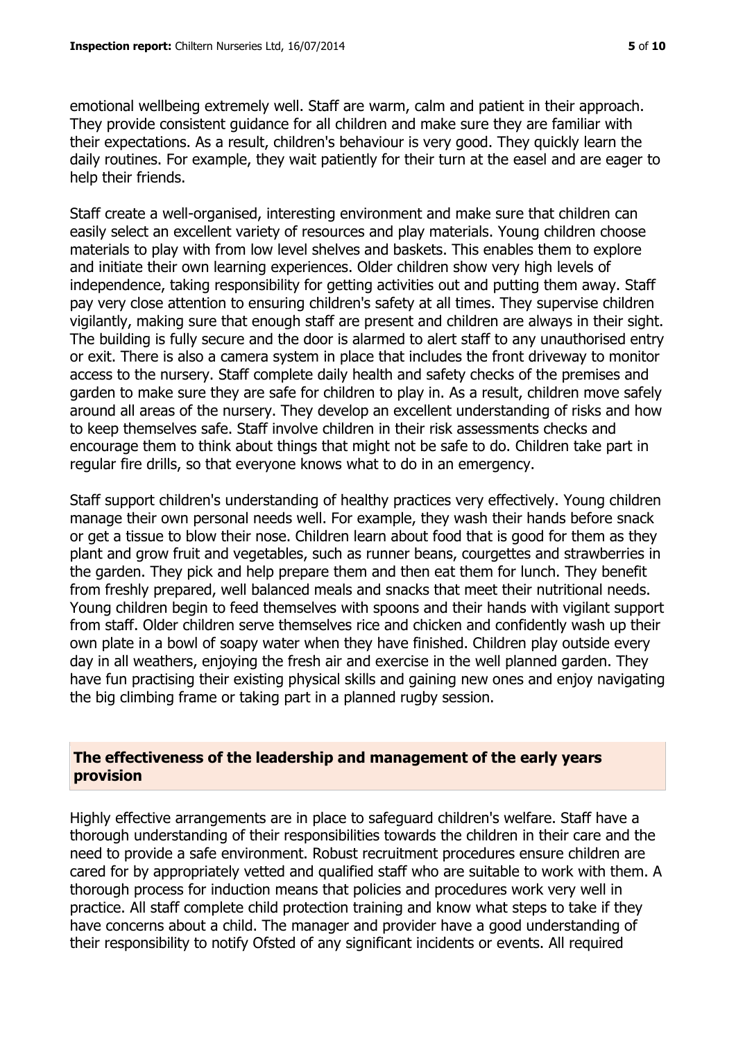emotional wellbeing extremely well. Staff are warm, calm and patient in their approach. They provide consistent guidance for all children and make sure they are familiar with their expectations. As a result, children's behaviour is very good. They quickly learn the daily routines. For example, they wait patiently for their turn at the easel and are eager to help their friends.

Staff create a well-organised, interesting environment and make sure that children can easily select an excellent variety of resources and play materials. Young children choose materials to play with from low level shelves and baskets. This enables them to explore and initiate their own learning experiences. Older children show very high levels of independence, taking responsibility for getting activities out and putting them away. Staff pay very close attention to ensuring children's safety at all times. They supervise children vigilantly, making sure that enough staff are present and children are always in their sight. The building is fully secure and the door is alarmed to alert staff to any unauthorised entry or exit. There is also a camera system in place that includes the front driveway to monitor access to the nursery. Staff complete daily health and safety checks of the premises and garden to make sure they are safe for children to play in. As a result, children move safely around all areas of the nursery. They develop an excellent understanding of risks and how to keep themselves safe. Staff involve children in their risk assessments checks and encourage them to think about things that might not be safe to do. Children take part in regular fire drills, so that everyone knows what to do in an emergency.

Staff support children's understanding of healthy practices very effectively. Young children manage their own personal needs well. For example, they wash their hands before snack or get a tissue to blow their nose. Children learn about food that is good for them as they plant and grow fruit and vegetables, such as runner beans, courgettes and strawberries in the garden. They pick and help prepare them and then eat them for lunch. They benefit from freshly prepared, well balanced meals and snacks that meet their nutritional needs. Young children begin to feed themselves with spoons and their hands with vigilant support from staff. Older children serve themselves rice and chicken and confidently wash up their own plate in a bowl of soapy water when they have finished. Children play outside every day in all weathers, enjoying the fresh air and exercise in the well planned garden. They have fun practising their existing physical skills and gaining new ones and enjoy navigating the big climbing frame or taking part in a planned rugby session.

## The effectiveness of the leadership and management of the early years provision

Highly effective arrangements are in place to safeguard children's welfare. Staff have a thorough understanding of their responsibilities towards the children in their care and the need to provide a safe environment. Robust recruitment procedures ensure children are cared for by appropriately vetted and qualified staff who are suitable to work with them. A thorough process for induction means that policies and procedures work very well in practice. All staff complete child protection training and know what steps to take if they have concerns about a child. The manager and provider have a good understanding of their responsibility to notify Ofsted of any significant incidents or events. All required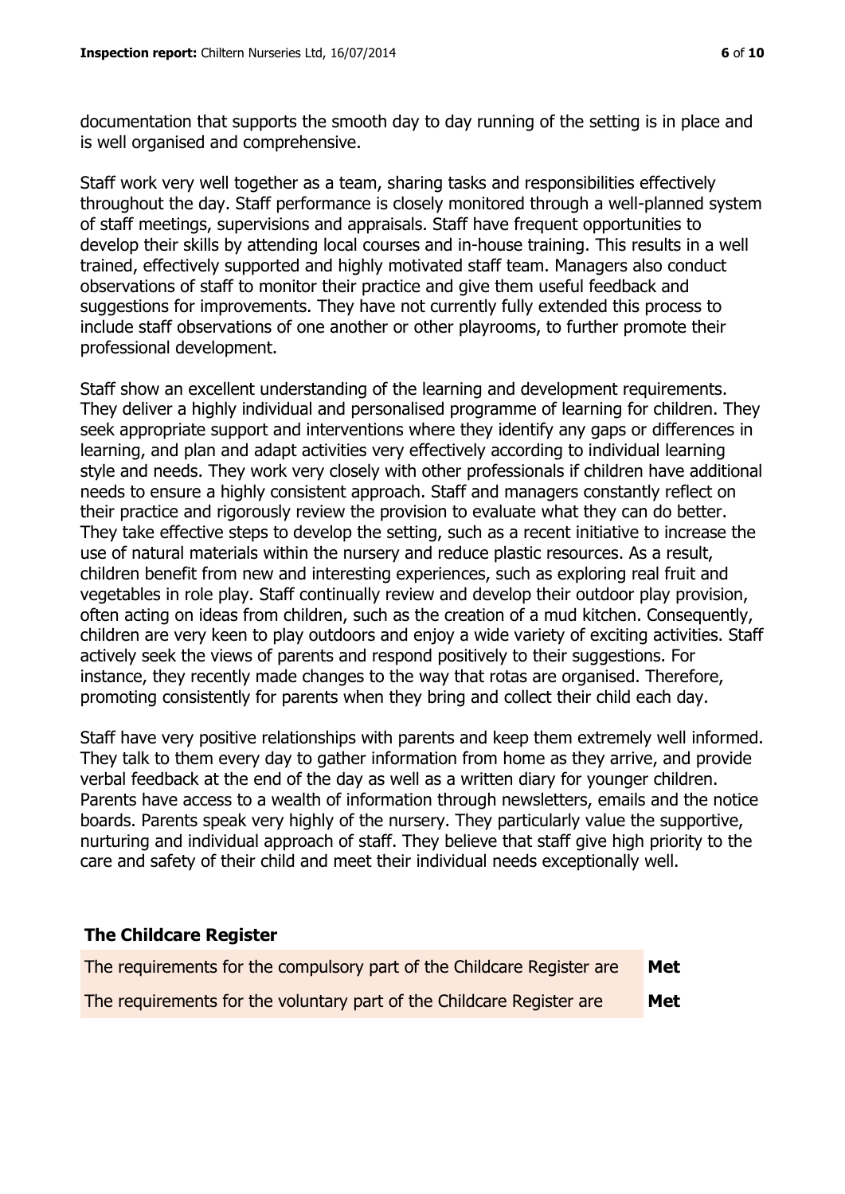documentation that supports the smooth day to day running of the setting is in place and is well organised and comprehensive.

Staff work very well together as a team, sharing tasks and responsibilities effectively throughout the day. Staff performance is closely monitored through a well-planned system of staff meetings, supervisions and appraisals. Staff have frequent opportunities to develop their skills by attending local courses and in-house training. This results in a well trained, effectively supported and highly motivated staff team. Managers also conduct observations of staff to monitor their practice and give them useful feedback and suggestions for improvements. They have not currently fully extended this process to include staff observations of one another or other playrooms, to further promote their professional development.

Staff show an excellent understanding of the learning and development requirements. They deliver a highly individual and personalised programme of learning for children. They seek appropriate support and interventions where they identify any gaps or differences in learning, and plan and adapt activities very effectively according to individual learning style and needs. They work very closely with other professionals if children have additional needs to ensure a highly consistent approach. Staff and managers constantly reflect on their practice and rigorously review the provision to evaluate what they can do better. They take effective steps to develop the setting, such as a recent initiative to increase the use of natural materials within the nursery and reduce plastic resources. As a result, children benefit from new and interesting experiences, such as exploring real fruit and vegetables in role play. Staff continually review and develop their outdoor play provision, often acting on ideas from children, such as the creation of a mud kitchen. Consequently, children are very keen to play outdoors and enjoy a wide variety of exciting activities. Staff actively seek the views of parents and respond positively to their suggestions. For instance, they recently made changes to the way that rotas are organised. Therefore, promoting consistently for parents when they bring and collect their child each day.

Staff have very positive relationships with parents and keep them extremely well informed. They talk to them every day to gather information from home as they arrive, and provide verbal feedback at the end of the day as well as a written diary for younger children. Parents have access to a wealth of information through newsletters, emails and the notice boards. Parents speak very highly of the nursery. They particularly value the supportive, nurturing and individual approach of staff. They believe that staff give high priority to the care and safety of their child and meet their individual needs exceptionally well.

### The Childcare Register

| | |
|---|---|
| The requirements for the compulsory part of the Childcare Register are | **Met** |
| The requirements for the voluntary part of the Childcare Register are | **Met** |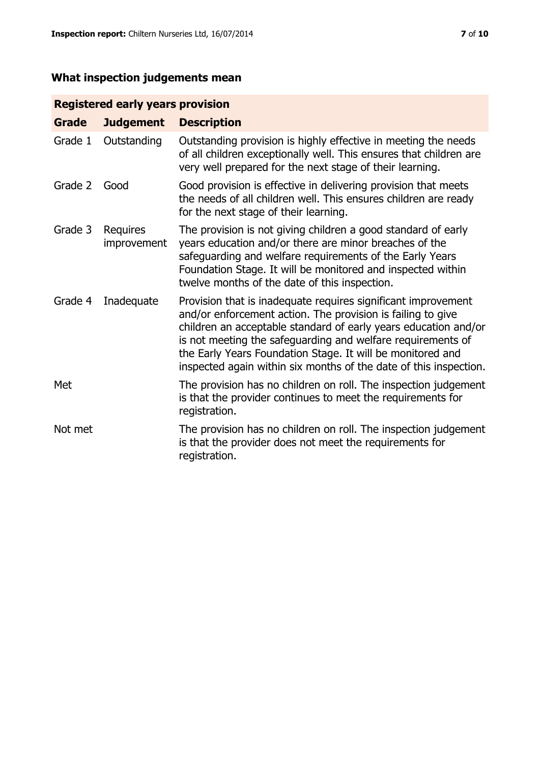## What inspection judgements mean

| Registered early years provision | | |
|---|---|---|
| **Grade** | **Judgement** | **Description** |
| Grade 1 | Outstanding | Outstanding provision is highly effective in meeting the needs of all children exceptionally well. This ensures that children are very well prepared for the next stage of their learning. |
| Grade 2 | Good | Good provision is effective in delivering provision that meets the needs of all children well. This ensures children are ready for the next stage of their learning. |
| Grade 3 | Requires improvement | The provision is not giving children a good standard of early years education and/or there are minor breaches of the safeguarding and welfare requirements of the Early Years Foundation Stage. It will be monitored and inspected within twelve months of the date of this inspection. |
| Grade 4 | Inadequate | Provision that is inadequate requires significant improvement and/or enforcement action. The provision is failing to give children an acceptable standard of early years education and/or is not meeting the safeguarding and welfare requirements of the Early Years Foundation Stage. It will be monitored and inspected again within six months of the date of this inspection. |
| Met | | The provision has no children on roll. The inspection judgement is that the provider continues to meet the requirements for registration. |
| Not met | | The provision has no children on roll. The inspection judgement is that the provider does not meet the requirements for registration. |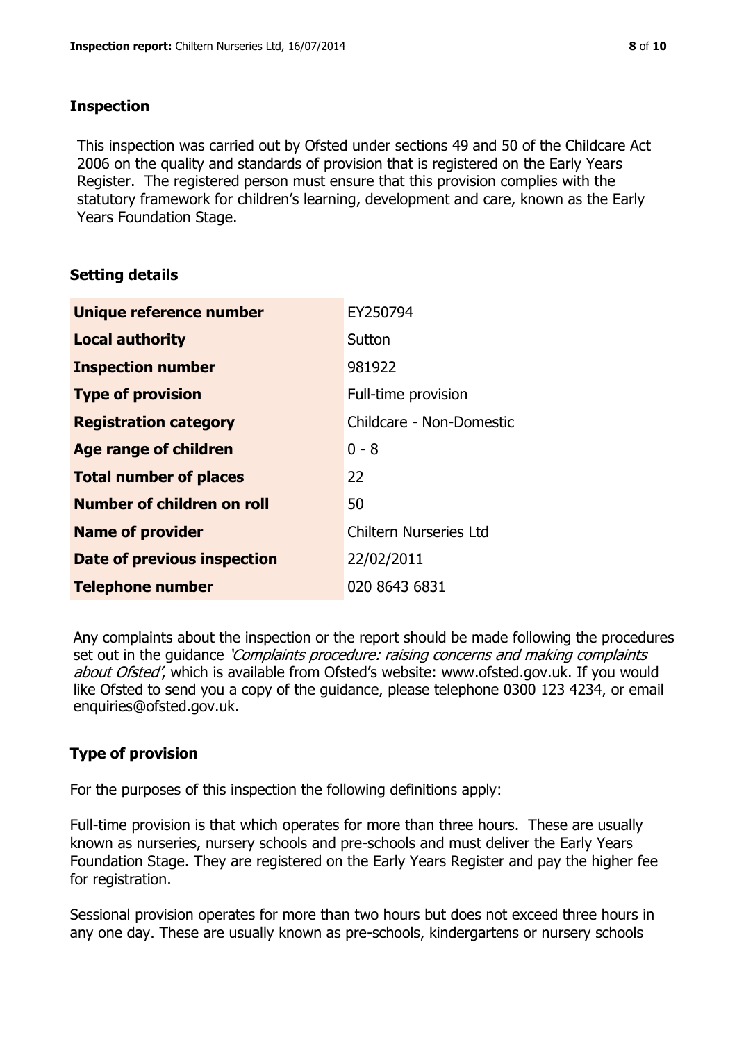## Inspection

This inspection was carried out by Ofsted under sections 49 and 50 of the Childcare Act 2006 on the quality and standards of provision that is registered on the Early Years Register. The registered person must ensure that this provision complies with the statutory framework for children's learning, development and care, known as the Early Years Foundation Stage.

## Setting details

| | |
|---|---|
| **Unique reference number** | EY250794 |
| **Local authority** | Sutton |
| **Inspection number** | 981922 |
| **Type of provision** | Full-time provision |
| **Registration category** | Childcare - Non-Domestic |
| **Age range of children** | 0 - 8 |
| **Total number of places** | 22 |
| **Number of children on roll** | 50 |
| **Name of provider** | Chiltern Nurseries Ltd |
| **Date of previous inspection** | 22/02/2011 |
| **Telephone number** | 020 8643 6831 |

Any complaints about the inspection or the report should be made following the procedures set out in the guidance *'Complaints procedure: raising concerns and making complaints about Ofsted'*, which is available from Ofsted's website: www.ofsted.gov.uk. If you would like Ofsted to send you a copy of the guidance, please telephone 0300 123 4234, or email enquiries@ofsted.gov.uk.

## Type of provision

For the purposes of this inspection the following definitions apply:

Full-time provision is that which operates for more than three hours. These are usually known as nurseries, nursery schools and pre-schools and must deliver the Early Years Foundation Stage. They are registered on the Early Years Register and pay the higher fee for registration.

Sessional provision operates for more than two hours but does not exceed three hours in any one day. These are usually known as pre-schools, kindergartens or nursery schools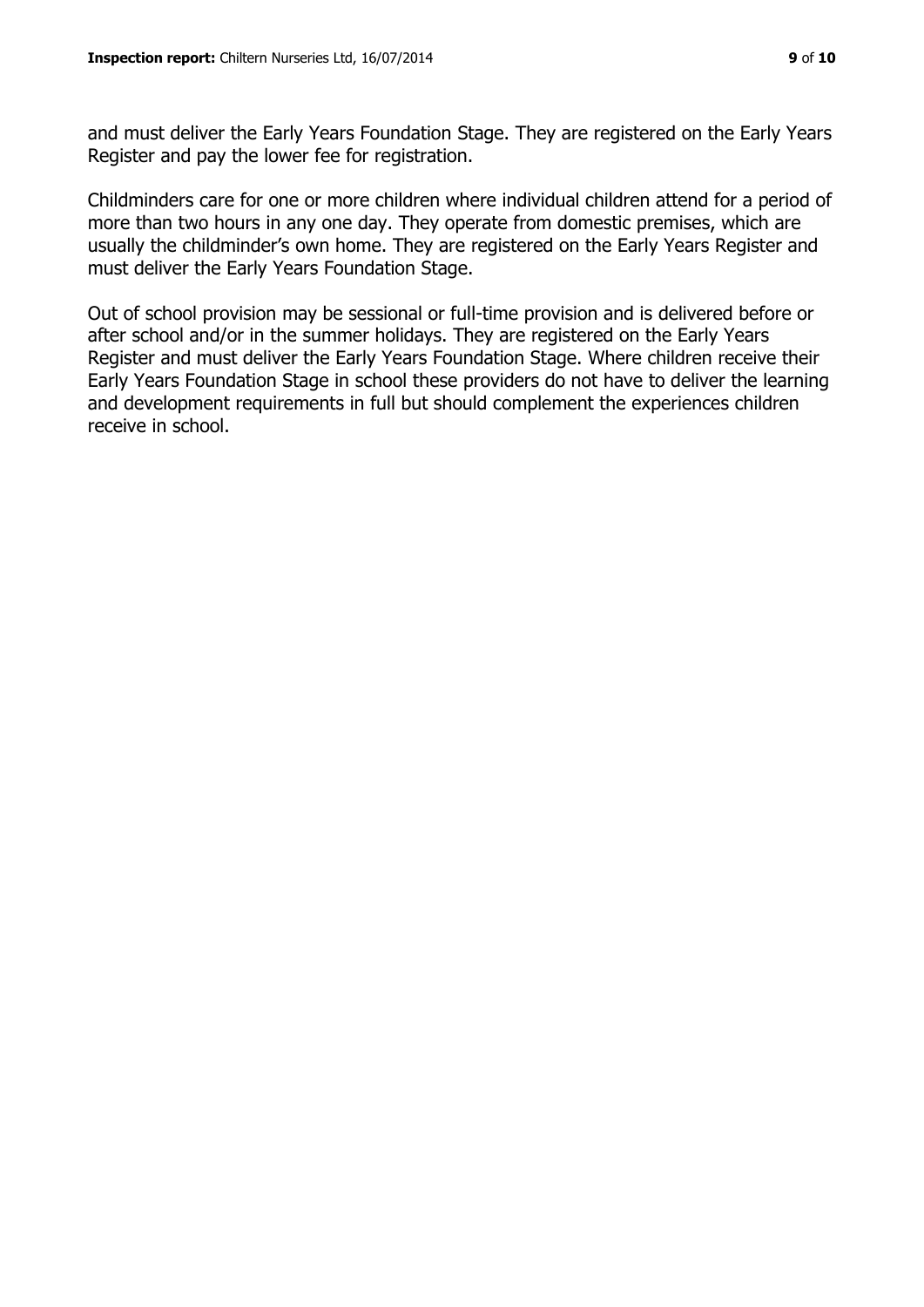and must deliver the Early Years Foundation Stage. They are registered on the Early Years Register and pay the lower fee for registration.

Childminders care for one or more children where individual children attend for a period of more than two hours in any one day. They operate from domestic premises, which are usually the childminder's own home. They are registered on the Early Years Register and must deliver the Early Years Foundation Stage.

Out of school provision may be sessional or full-time provision and is delivered before or after school and/or in the summer holidays. They are registered on the Early Years Register and must deliver the Early Years Foundation Stage. Where children receive their Early Years Foundation Stage in school these providers do not have to deliver the learning and development requirements in full but should complement the experiences children receive in school.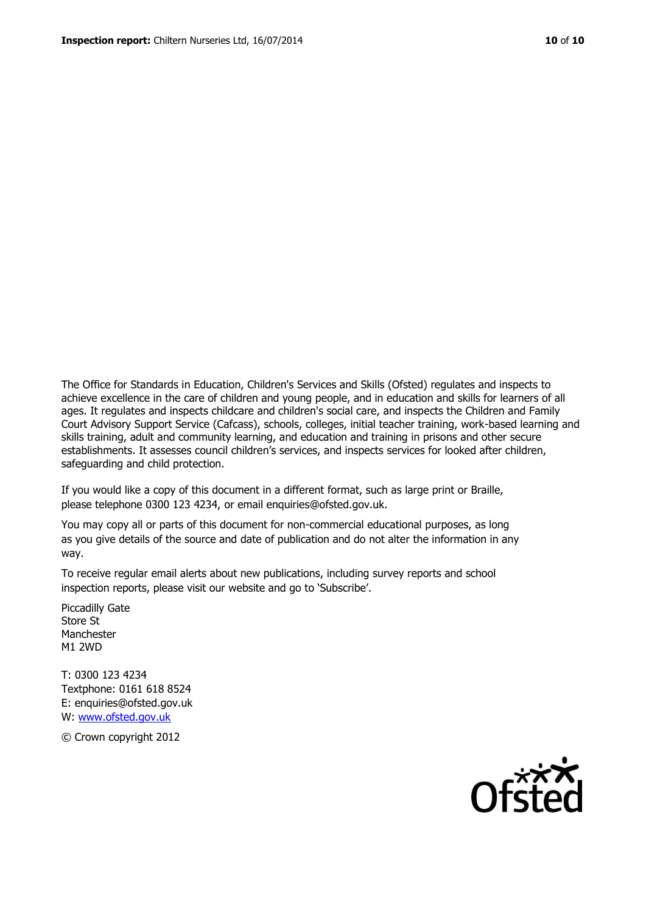The Office for Standards in Education, Children's Services and Skills (Ofsted) regulates and inspects to achieve excellence in the care of children and young people, and in education and skills for learners of all ages. It regulates and inspects childcare and children's social care, and inspects the Children and Family Court Advisory Support Service (Cafcass), schools, colleges, initial teacher training, work-based learning and skills training, adult and community learning, and education and training in prisons and other secure establishments. It assesses council children's services, and inspects services for looked after children, safeguarding and child protection.

If you would like a copy of this document in a different format, such as large print or Braille, please telephone 0300 123 4234, or email enquiries@ofsted.gov.uk.

You may copy all or parts of this document for non-commercial educational purposes, as long as you give details of the source and date of publication and do not alter the information in any way.

To receive regular email alerts about new publications, including survey reports and school inspection reports, please visit our website and go to 'Subscribe'.

Piccadilly Gate
Store St
Manchester
M1 2WD

T: 0300 123 4234
Textphone: 0161 618 8524
E: enquiries@ofsted.gov.uk
W: [www.ofsted.gov.uk](http://www.ofsted.gov.uk)

© Crown copyright 2012

Ofsted